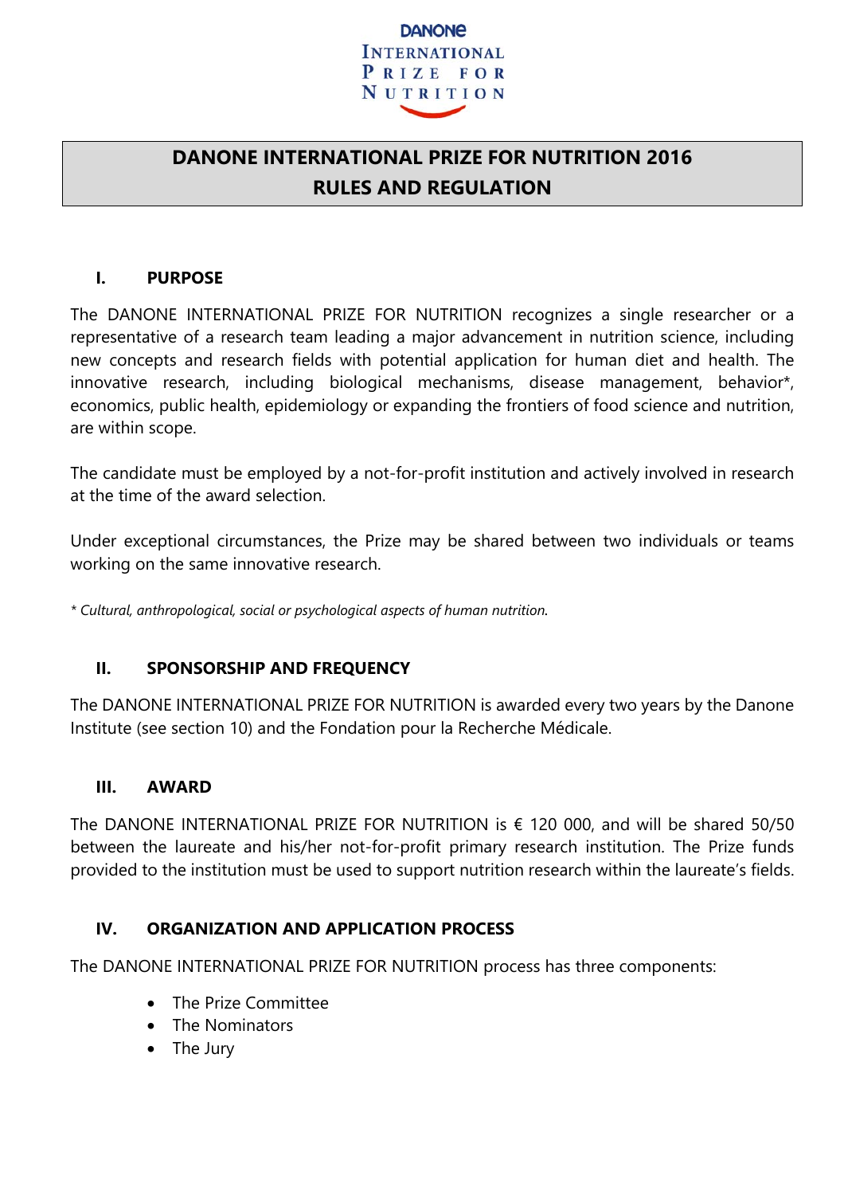DANONE INTERNATIONAL PRIZE FOR NUTRITION

# DANONE INTERNATIONAL PRIZE FOR NUTRITION 2016
# RULES AND REGULATION

## I. PURPOSE

The DANONE INTERNATIONAL PRIZE FOR NUTRITION recognizes a single researcher or a representative of a research team leading a major advancement in nutrition science, including new concepts and research fields with potential application for human diet and health. The innovative research, including biological mechanisms, disease management, behavior*, economics, public health, epidemiology or expanding the frontiers of food science and nutrition, are within scope.

The candidate must be employed by a not-for-profit institution and actively involved in research at the time of the award selection.

Under exceptional circumstances, the Prize may be shared between two individuals or teams working on the same innovative research.

*\* Cultural, anthropological, social or psychological aspects of human nutrition.*

## II. SPONSORSHIP AND FREQUENCY

The DANONE INTERNATIONAL PRIZE FOR NUTRITION is awarded every two years by the Danone Institute (see section 10) and the Fondation pour la Recherche Médicale.

## III. AWARD

The DANONE INTERNATIONAL PRIZE FOR NUTRITION is € 120 000, and will be shared 50/50 between the laureate and his/her not-for-profit primary research institution. The Prize funds provided to the institution must be used to support nutrition research within the laureate's fields.

## IV. ORGANIZATION AND APPLICATION PROCESS

The DANONE INTERNATIONAL PRIZE FOR NUTRITION process has three components:

- The Prize Committee
- The Nominators
- The Jury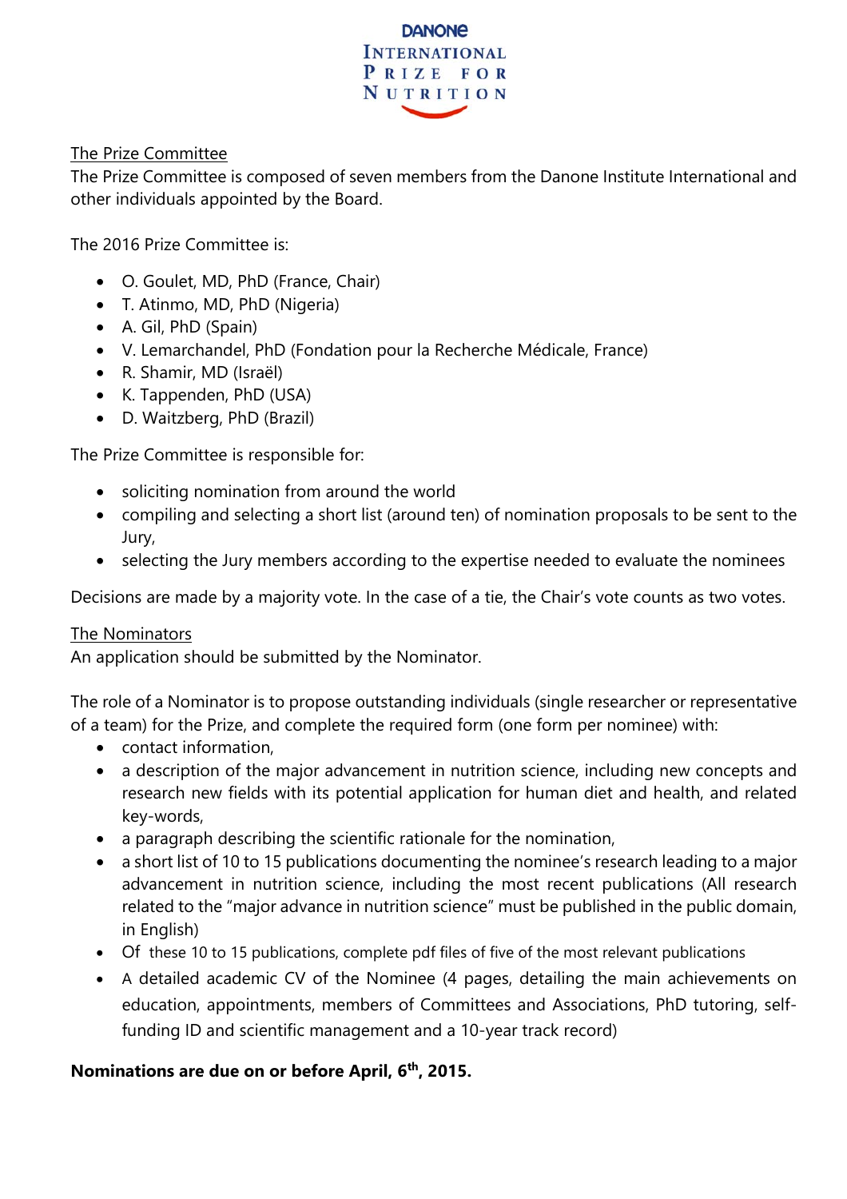The Prize Committee

The Prize Committee is composed of seven members from the Danone Institute International and other individuals appointed by the Board.

The 2016 Prize Committee is:

- O. Goulet, MD, PhD (France, Chair)
- T. Atinmo, MD, PhD (Nigeria)
- A. Gil, PhD (Spain)
- V. Lemarchandel, PhD (Fondation pour la Recherche Médicale, France)
- R. Shamir, MD (Israël)
- K. Tappenden, PhD (USA)
- D. Waitzberg, PhD (Brazil)

The Prize Committee is responsible for:

- soliciting nomination from around the world
- compiling and selecting a short list (around ten) of nomination proposals to be sent to the Jury,
- selecting the Jury members according to the expertise needed to evaluate the nominees

Decisions are made by a majority vote. In the case of a tie, the Chair's vote counts as two votes.

The Nominators

An application should be submitted by the Nominator.

The role of a Nominator is to propose outstanding individuals (single researcher or representative of a team) for the Prize, and complete the required form (one form per nominee) with:

- contact information,
- a description of the major advancement in nutrition science, including new concepts and research new fields with its potential application for human diet and health, and related key-words,
- a paragraph describing the scientific rationale for the nomination,
- a short list of 10 to 15 publications documenting the nominee's research leading to a major advancement in nutrition science, including the most recent publications (All research related to the "major advance in nutrition science" must be published in the public domain, in English)
- Of these 10 to 15 publications, complete pdf files of five of the most relevant publications
- A detailed academic CV of the Nominee (4 pages, detailing the main achievements on education, appointments, members of Committees and Associations, PhD tutoring, self-funding ID and scientific management and a 10-year track record)

**Nominations are due on or before April, 6th, 2015.**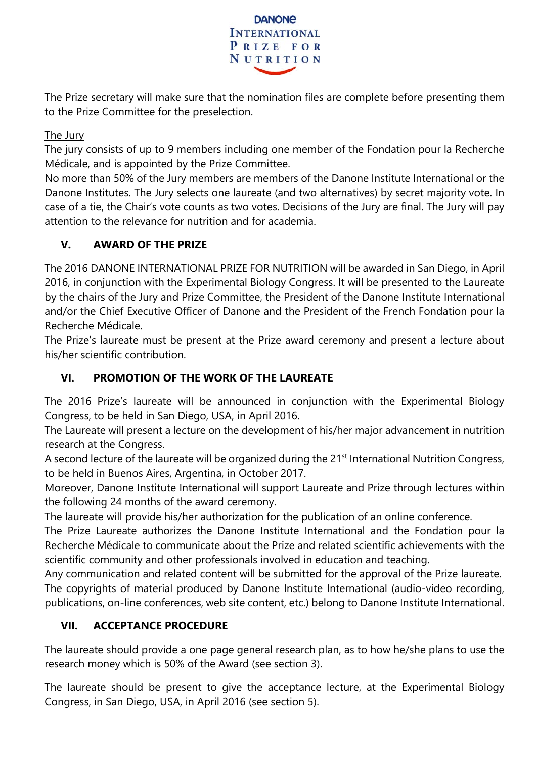The Prize secretary will make sure that the nomination files are complete before presenting them to the Prize Committee for the preselection.

The Jury

The jury consists of up to 9 members including one member of the Fondation pour la Recherche Médicale, and is appointed by the Prize Committee.
No more than 50% of the Jury members are members of the Danone Institute International or the Danone Institutes. The Jury selects one laureate (and two alternatives) by secret majority vote. In case of a tie, the Chair's vote counts as two votes. Decisions of the Jury are final. The Jury will pay attention to the relevance for nutrition and for academia.

## V. AWARD OF THE PRIZE

The 2016 DANONE INTERNATIONAL PRIZE FOR NUTRITION will be awarded in San Diego, in April 2016, in conjunction with the Experimental Biology Congress. It will be presented to the Laureate by the chairs of the Jury and Prize Committee, the President of the Danone Institute International and/or the Chief Executive Officer of Danone and the President of the French Fondation pour la Recherche Médicale.
The Prize's laureate must be present at the Prize award ceremony and present a lecture about his/her scientific contribution.

## VI. PROMOTION OF THE WORK OF THE LAUREATE

The 2016 Prize's laureate will be announced in conjunction with the Experimental Biology Congress, to be held in San Diego, USA, in April 2016.
The Laureate will present a lecture on the development of his/her major advancement in nutrition research at the Congress.
A second lecture of the laureate will be organized during the 21st International Nutrition Congress, to be held in Buenos Aires, Argentina, in October 2017.
Moreover, Danone Institute International will support Laureate and Prize through lectures within the following 24 months of the award ceremony.
The laureate will provide his/her authorization for the publication of an online conference.
The Prize Laureate authorizes the Danone Institute International and the Fondation pour la Recherche Médicale to communicate about the Prize and related scientific achievements with the scientific community and other professionals involved in education and teaching.
Any communication and related content will be submitted for the approval of the Prize laureate.
The copyrights of material produced by Danone Institute International (audio-video recording, publications, on-line conferences, web site content, etc.) belong to Danone Institute International.

## VII. ACCEPTANCE PROCEDURE

The laureate should provide a one page general research plan, as to how he/she plans to use the research money which is 50% of the Award (see section 3).

The laureate should be present to give the acceptance lecture, at the Experimental Biology Congress, in San Diego, USA, in April 2016 (see section 5).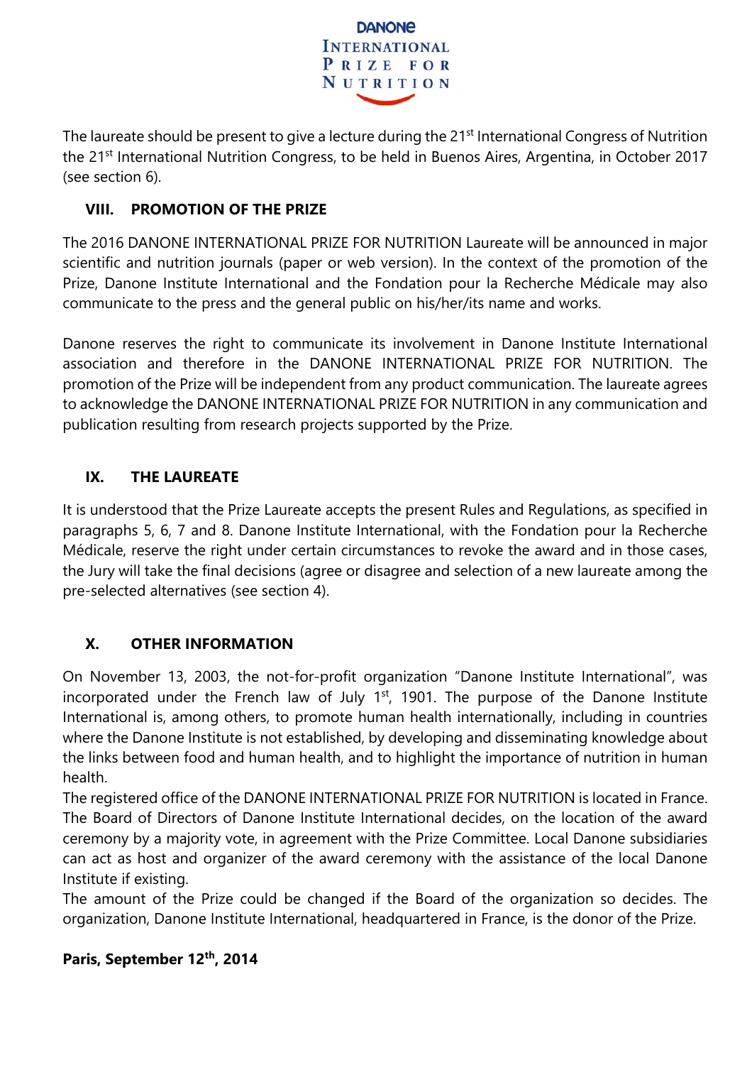The laureate should be present to give a lecture during the 21st International Congress of Nutrition the 21st International Nutrition Congress, to be held in Buenos Aires, Argentina, in October 2017 (see section 6).

## VIII. PROMOTION OF THE PRIZE

The 2016 DANONE INTERNATIONAL PRIZE FOR NUTRITION Laureate will be announced in major scientific and nutrition journals (paper or web version). In the context of the promotion of the Prize, Danone Institute International and the Fondation pour la Recherche Médicale may also communicate to the press and the general public on his/her/its name and works.

Danone reserves the right to communicate its involvement in Danone Institute International association and therefore in the DANONE INTERNATIONAL PRIZE FOR NUTRITION. The promotion of the Prize will be independent from any product communication. The laureate agrees to acknowledge the DANONE INTERNATIONAL PRIZE FOR NUTRITION in any communication and publication resulting from research projects supported by the Prize.

## IX. THE LAUREATE

It is understood that the Prize Laureate accepts the present Rules and Regulations, as specified in paragraphs 5, 6, 7 and 8. Danone Institute International, with the Fondation pour la Recherche Médicale, reserve the right under certain circumstances to revoke the award and in those cases, the Jury will take the final decisions (agree or disagree and selection of a new laureate among the pre-selected alternatives (see section 4).

## X. OTHER INFORMATION

On November 13, 2003, the not-for-profit organization "Danone Institute International", was incorporated under the French law of July 1st, 1901. The purpose of the Danone Institute International is, among others, to promote human health internationally, including in countries where the Danone Institute is not established, by developing and disseminating knowledge about the links between food and human health, and to highlight the importance of nutrition in human health.

The registered office of the DANONE INTERNATIONAL PRIZE FOR NUTRITION is located in France. The Board of Directors of Danone Institute International decides, on the location of the award ceremony by a majority vote, in agreement with the Prize Committee. Local Danone subsidiaries can act as host and organizer of the award ceremony with the assistance of the local Danone Institute if existing.

The amount of the Prize could be changed if the Board of the organization so decides. The organization, Danone Institute International, headquartered in France, is the donor of the Prize.

**Paris, September 12th, 2014**